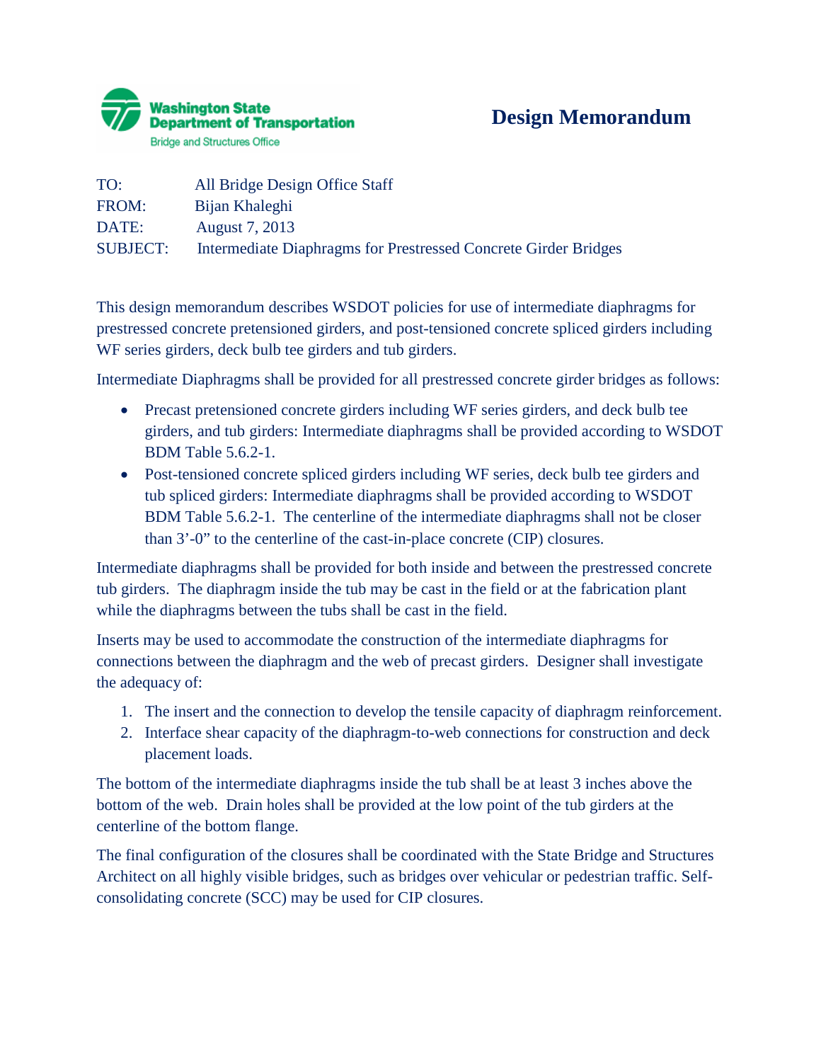Washington State Department of Transportation
Bridge and Structures Office

# Design Memorandum

TO: All Bridge Design Office Staff
FROM: Bijan Khaleghi
DATE: August 7, 2013
SUBJECT: Intermediate Diaphragms for Prestressed Concrete Girder Bridges

This design memorandum describes WSDOT policies for use of intermediate diaphragms for prestressed concrete pretensioned girders, and post-tensioned concrete spliced girders including WF series girders, deck bulb tee girders and tub girders.

Intermediate Diaphragms shall be provided for all prestressed concrete girder bridges as follows:

- Precast pretensioned concrete girders including WF series girders, and deck bulb tee girders, and tub girders: Intermediate diaphragms shall be provided according to WSDOT BDM Table 5.6.2-1.
- Post-tensioned concrete spliced girders including WF series, deck bulb tee girders and tub spliced girders: Intermediate diaphragms shall be provided according to WSDOT BDM Table 5.6.2-1. The centerline of the intermediate diaphragms shall not be closer than 3'-0" to the centerline of the cast-in-place concrete (CIP) closures.

Intermediate diaphragms shall be provided for both inside and between the prestressed concrete tub girders. The diaphragm inside the tub may be cast in the field or at the fabrication plant while the diaphragms between the tubs shall be cast in the field.

Inserts may be used to accommodate the construction of the intermediate diaphragms for connections between the diaphragm and the web of precast girders. Designer shall investigate the adequacy of:

1. The insert and the connection to develop the tensile capacity of diaphragm reinforcement.
2. Interface shear capacity of the diaphragm-to-web connections for construction and deck placement loads.

The bottom of the intermediate diaphragms inside the tub shall be at least 3 inches above the bottom of the web. Drain holes shall be provided at the low point of the tub girders at the centerline of the bottom flange.

The final configuration of the closures shall be coordinated with the State Bridge and Structures Architect on all highly visible bridges, such as bridges over vehicular or pedestrian traffic. Self-consolidating concrete (SCC) may be used for CIP closures.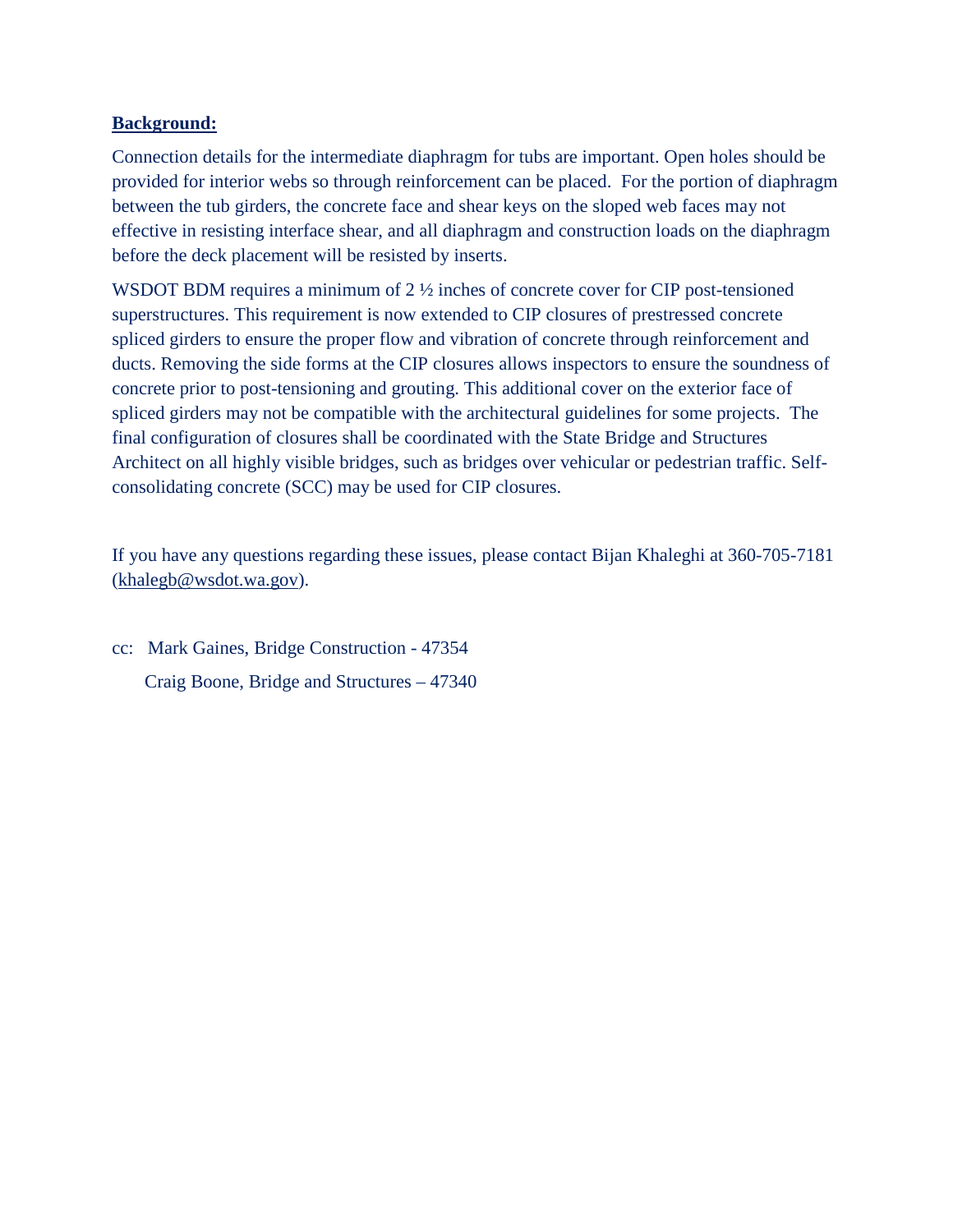**Background:**

Connection details for the intermediate diaphragm for tubs are important. Open holes should be provided for interior webs so through reinforcement can be placed. For the portion of diaphragm between the tub girders, the concrete face and shear keys on the sloped web faces may not effective in resisting interface shear, and all diaphragm and construction loads on the diaphragm before the deck placement will be resisted by inserts.

WSDOT BDM requires a minimum of 2 ½ inches of concrete cover for CIP post-tensioned superstructures. This requirement is now extended to CIP closures of prestressed concrete spliced girders to ensure the proper flow and vibration of concrete through reinforcement and ducts. Removing the side forms at the CIP closures allows inspectors to ensure the soundness of concrete prior to post-tensioning and grouting. This additional cover on the exterior face of spliced girders may not be compatible with the architectural guidelines for some projects. The final configuration of closures shall be coordinated with the State Bridge and Structures Architect on all highly visible bridges, such as bridges over vehicular or pedestrian traffic. Self-consolidating concrete (SCC) may be used for CIP closures.

If you have any questions regarding these issues, please contact Bijan Khaleghi at 360-705-7181 (khalegb@wsdot.wa.gov).

cc: Mark Gaines, Bridge Construction - 47354

Craig Boone, Bridge and Structures – 47340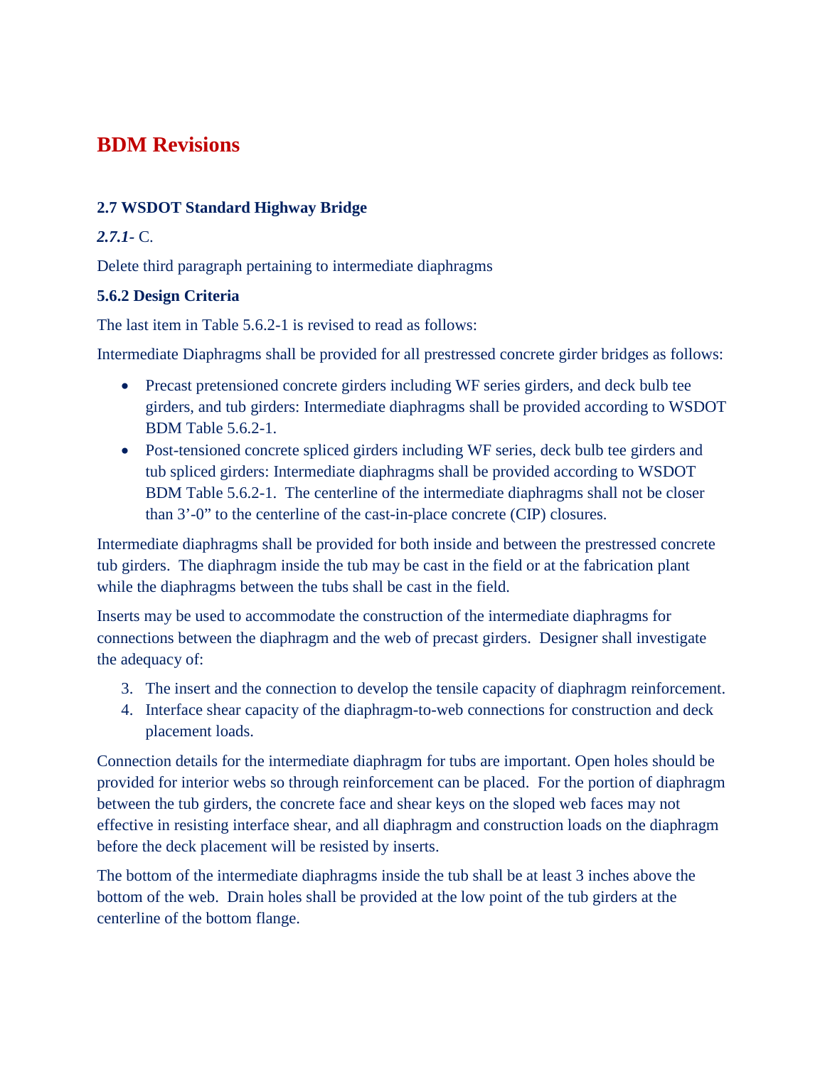# BDM Revisions

### 2.7 WSDOT Standard Highway Bridge

***2.7.1-*** C.

Delete third paragraph pertaining to intermediate diaphragms

### 5.6.2 Design Criteria

The last item in Table 5.6.2-1 is revised to read as follows:

Intermediate Diaphragms shall be provided for all prestressed concrete girder bridges as follows:

- Precast pretensioned concrete girders including WF series girders, and deck bulb tee girders, and tub girders: Intermediate diaphragms shall be provided according to WSDOT BDM Table 5.6.2-1.
- Post-tensioned concrete spliced girders including WF series, deck bulb tee girders and tub spliced girders: Intermediate diaphragms shall be provided according to WSDOT BDM Table 5.6.2-1. The centerline of the intermediate diaphragms shall not be closer than 3'-0" to the centerline of the cast-in-place concrete (CIP) closures.

Intermediate diaphragms shall be provided for both inside and between the prestressed concrete tub girders. The diaphragm inside the tub may be cast in the field or at the fabrication plant while the diaphragms between the tubs shall be cast in the field.

Inserts may be used to accommodate the construction of the intermediate diaphragms for connections between the diaphragm and the web of precast girders. Designer shall investigate the adequacy of:

3. The insert and the connection to develop the tensile capacity of diaphragm reinforcement.
4. Interface shear capacity of the diaphragm-to-web connections for construction and deck placement loads.

Connection details for the intermediate diaphragm for tubs are important. Open holes should be provided for interior webs so through reinforcement can be placed. For the portion of diaphragm between the tub girders, the concrete face and shear keys on the sloped web faces may not effective in resisting interface shear, and all diaphragm and construction loads on the diaphragm before the deck placement will be resisted by inserts.

The bottom of the intermediate diaphragms inside the tub shall be at least 3 inches above the bottom of the web. Drain holes shall be provided at the low point of the tub girders at the centerline of the bottom flange.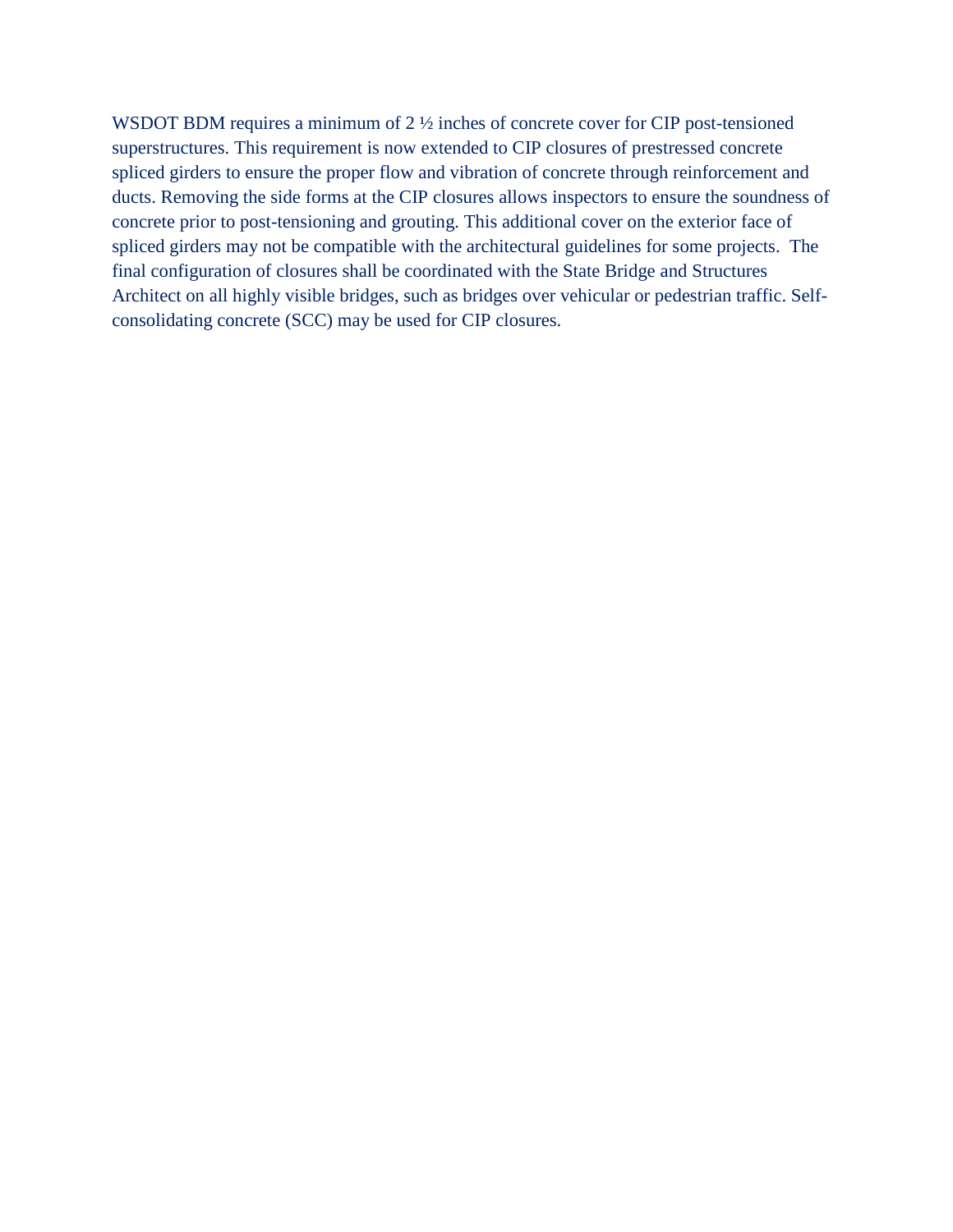WSDOT BDM requires a minimum of 2 ½ inches of concrete cover for CIP post-tensioned superstructures. This requirement is now extended to CIP closures of prestressed concrete spliced girders to ensure the proper flow and vibration of concrete through reinforcement and ducts. Removing the side forms at the CIP closures allows inspectors to ensure the soundness of concrete prior to post-tensioning and grouting. This additional cover on the exterior face of spliced girders may not be compatible with the architectural guidelines for some projects. The final configuration of closures shall be coordinated with the State Bridge and Structures Architect on all highly visible bridges, such as bridges over vehicular or pedestrian traffic. Self-consolidating concrete (SCC) may be used for CIP closures.